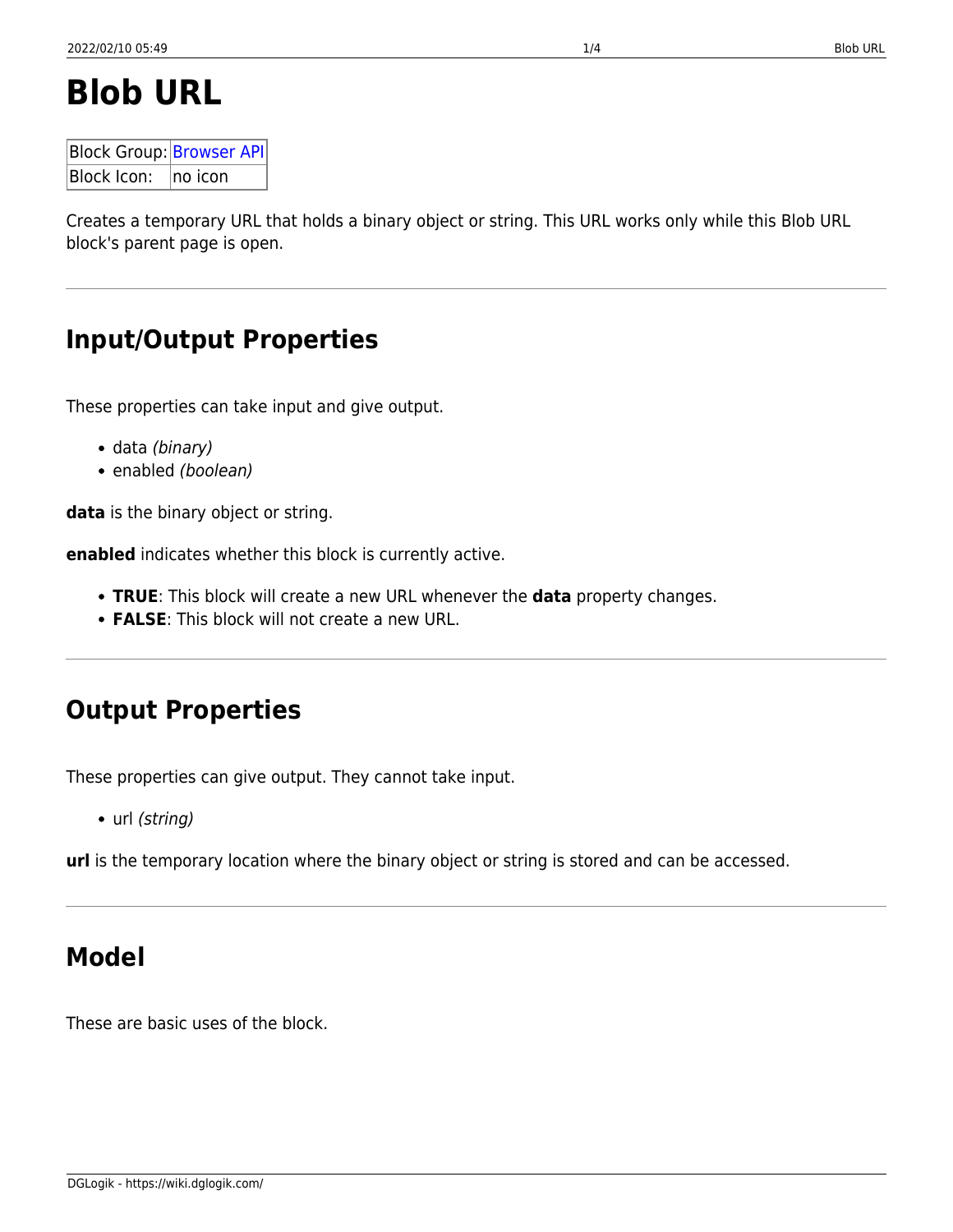# Blob URL

| Block Group: | Browser API |
|---|---|
| Block Icon: | no icon |

Creates a temporary URL that holds a binary object or string. This URL works only while this Blob URL block's parent page is open.

---

## Input/Output Properties

These properties can take input and give output.

- data *(binary)*
- enabled *(boolean)*

**data** is the binary object or string.

**enabled** indicates whether this block is currently active.

- **TRUE**: This block will create a new URL whenever the **data** property changes.
- **FALSE**: This block will not create a new URL.

---

## Output Properties

These properties can give output. They cannot take input.

- url *(string)*

**url** is the temporary location where the binary object or string is stored and can be accessed.

---

## Model

These are basic uses of the block.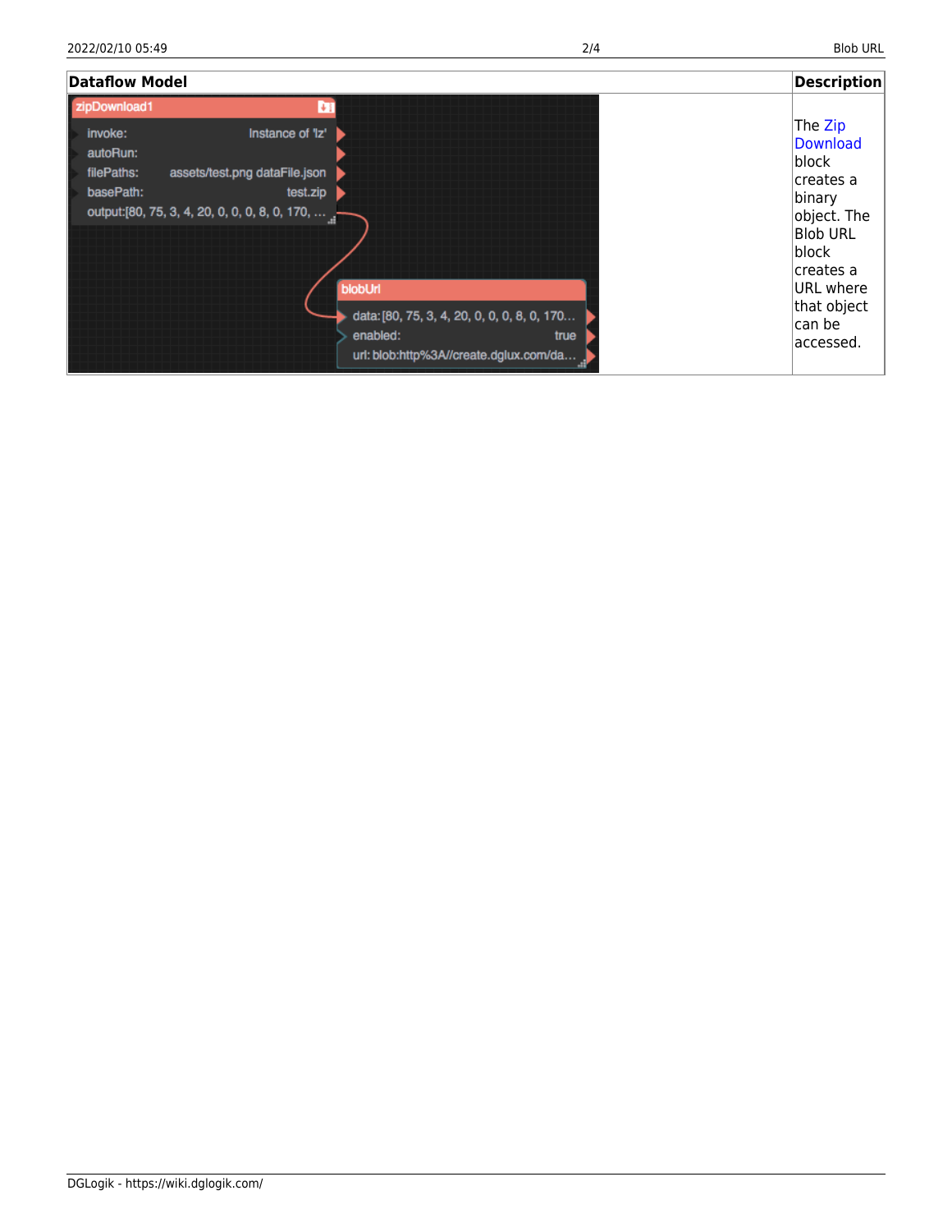| Dataflow Model | Description |
| --- | --- |
| zipDownload1<br>invoke: Instance of 'lz'<br>autoRun:<br>filePaths: assets/test.png dataFile.json<br>basePath: test.zip<br>output:[80, 75, 3, 4, 20, 0, 0, 0, 8, 0, 170, …<br><br>blobUrl<br>data: [80, 75, 3, 4, 20, 0, 0, 0, 8, 0, 170…<br>enabled: true<br>url: blob:http%3A//create.dglux.com/da… | The Zip Download block creates a binary object. The Blob URL block creates a URL where that object can be accessed. |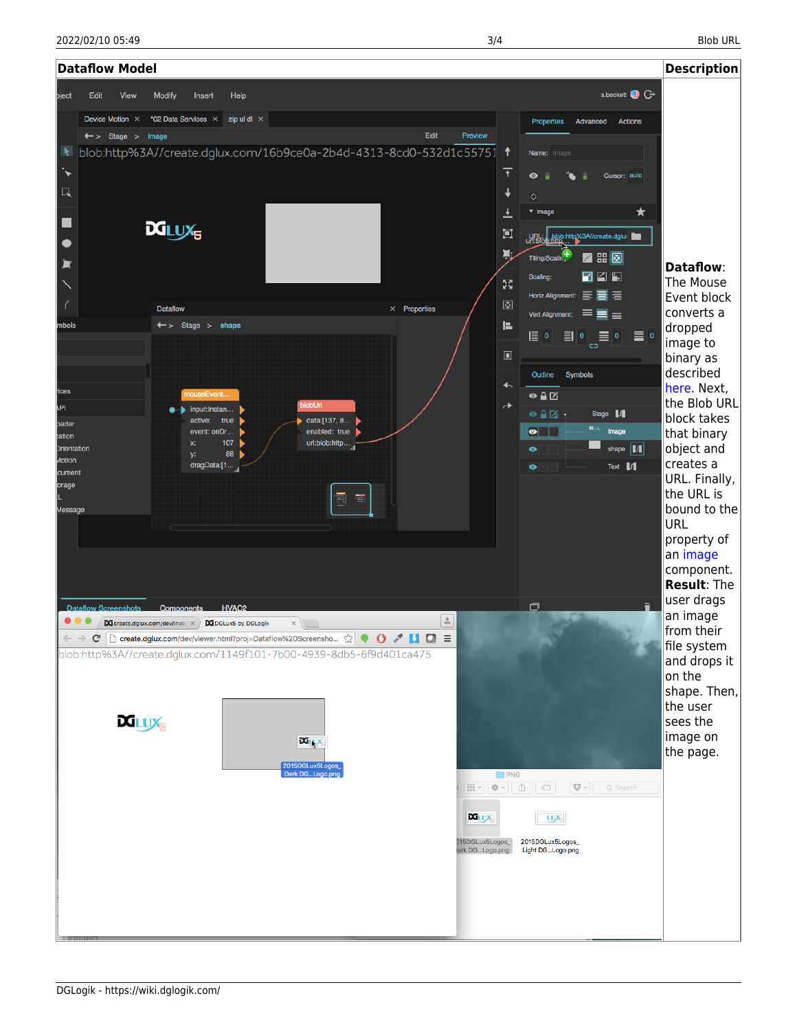| Dataflow Model | Description |
| --- | --- |
| | **Dataflow**: The Mouse Event block converts a dropped image to binary as described here. Next, the Blob URL block takes that binary object and creates a URL. Finally, the URL is bound to the URL property of an image component. **Result**: The user drags an image from their file system and drops it on the shape. Then, the user sees the image on the page. |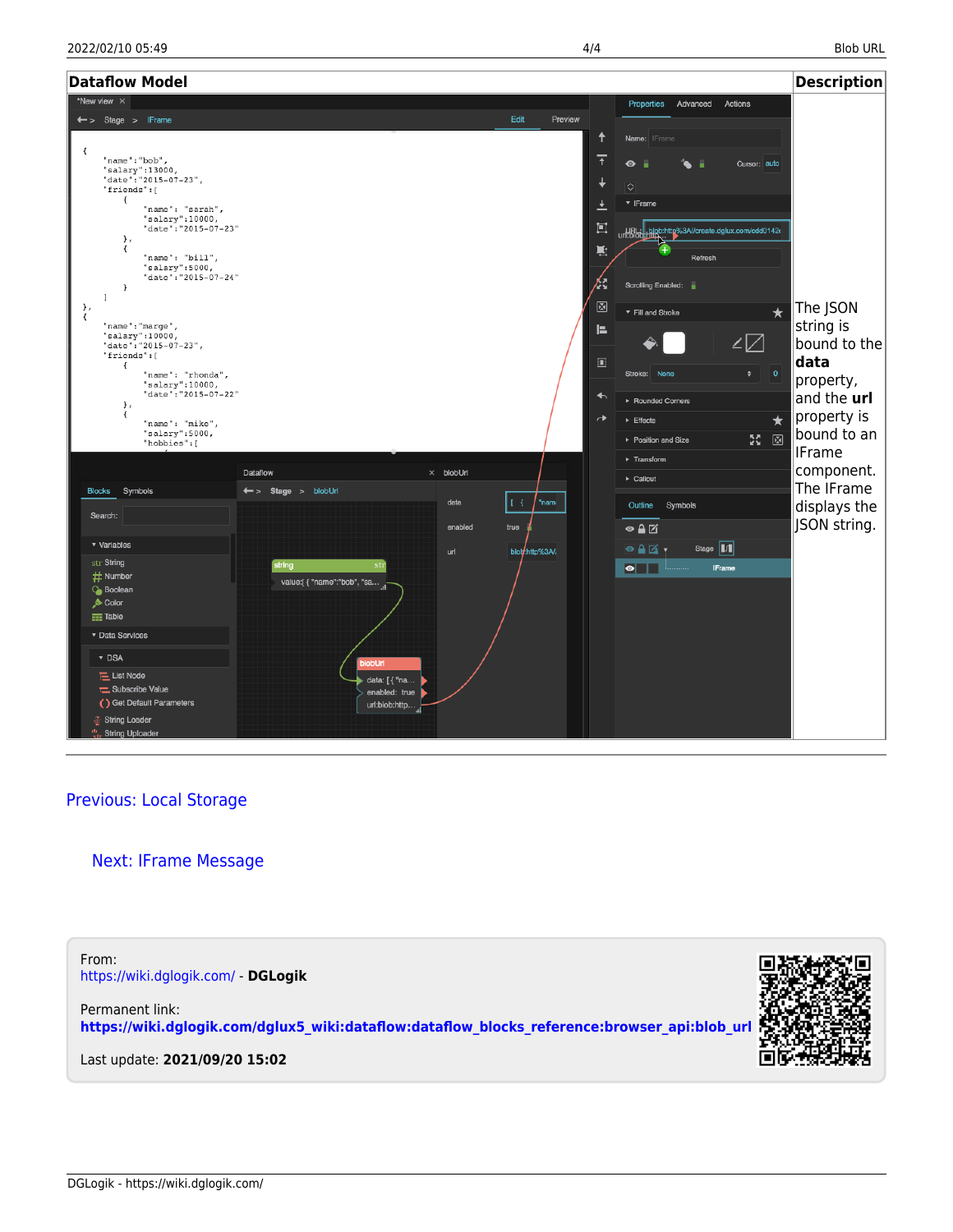| Dataflow Model | Description |
| --- | --- |
| | The JSON string is bound to the **data** property, and the **url** property is bound to an IFrame component. The IFrame displays the JSON string. |

Previous: Local Storage

Next: IFrame Message

From:
https://wiki.dglogik.com/ - **DGLogik**

Permanent link:
**https://wiki.dglogik.com/dglux5_wiki:dataflow:dataflow_blocks_reference:browser_api:blob_url**

Last update: **2021/09/20 15:02**